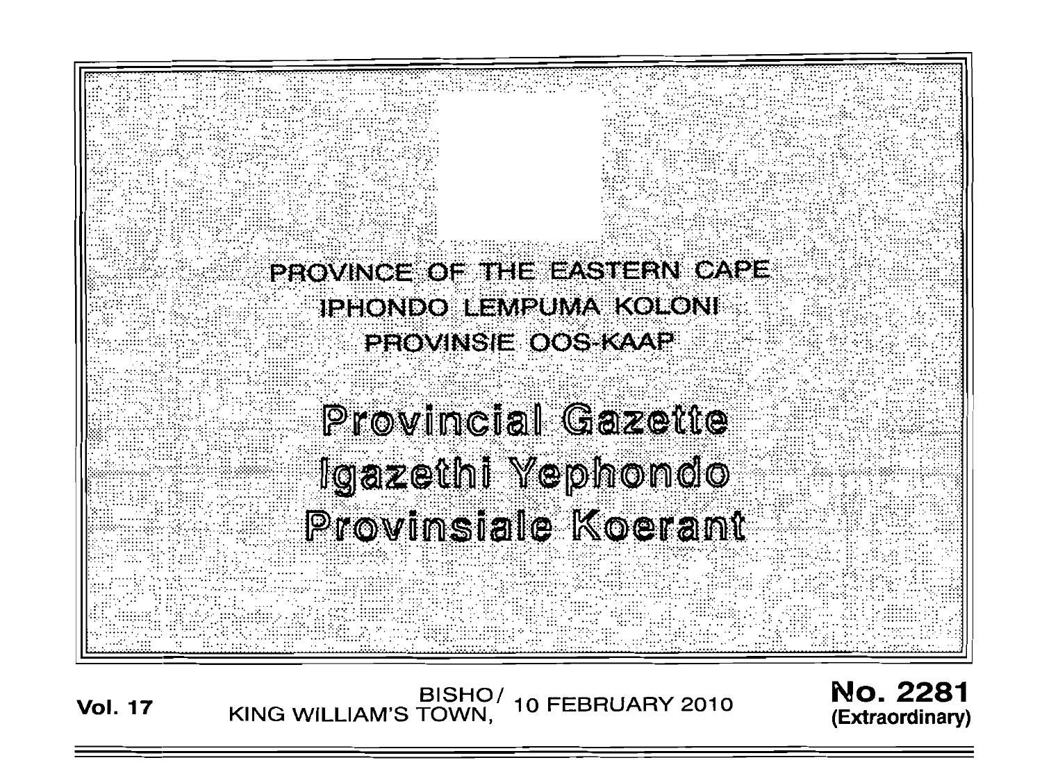PROVINCE OF THE EASTERN CAPE

IPHONDO LEMPUMA KOLONI

PROVINSIE OOS-KAAP

# Provincial Gazette

# Igazethi Yephondo

# Provinsiale Koerant

**Vol. 17** BISHO/KING WILLIAM'S TOWN, 10 FEBRUARY 2010 **No. 2281 (Extraordinary)**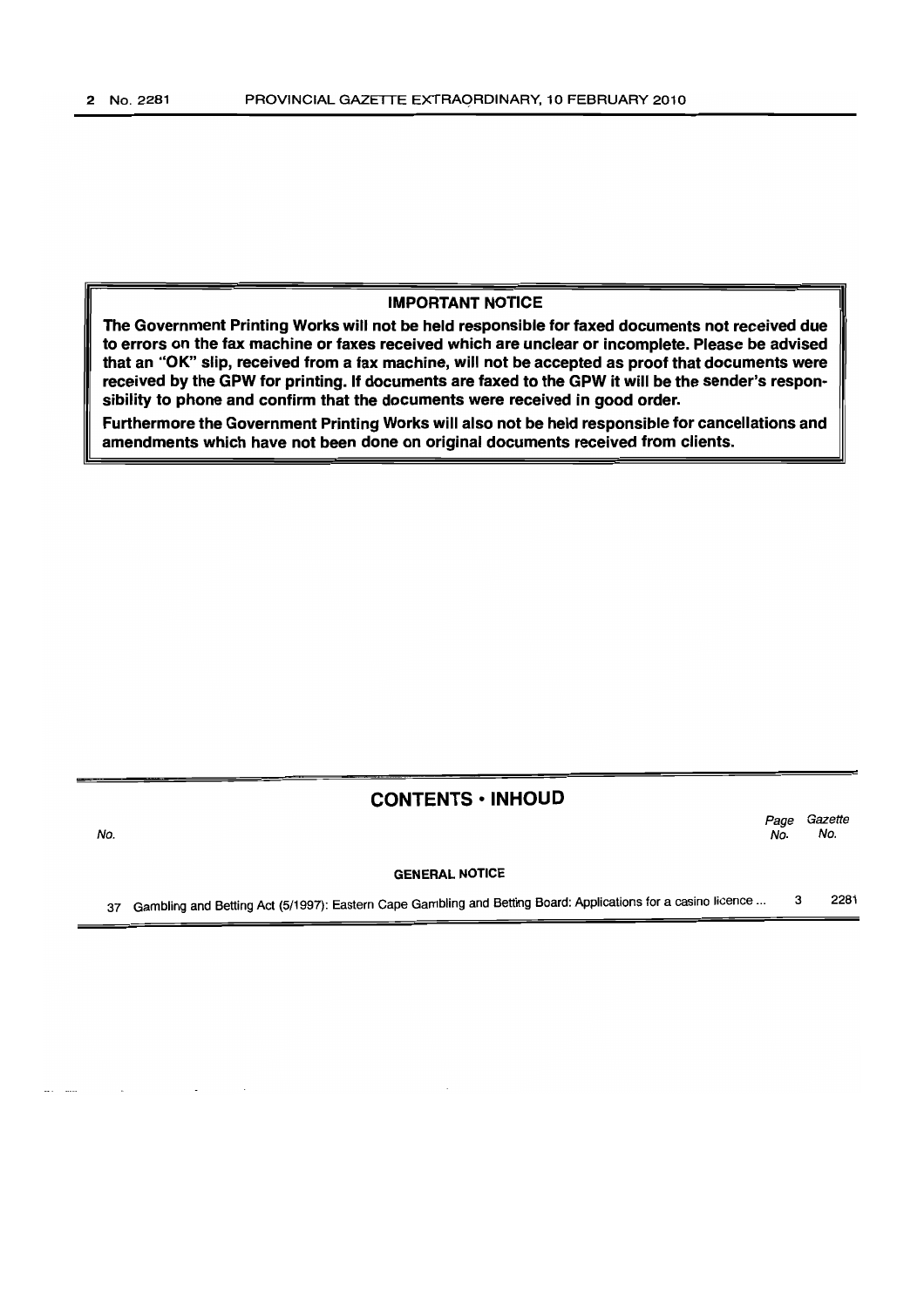**IMPORTANT NOTICE**

**The Government Printing Works will not be held responsible for faxed documents not received due to errors on the fax machine or faxes received which are unclear or incomplete. Please be advised that an "OK" slip, received from a fax machine, will not be accepted as proof that documents were received by the GPW for printing. If documents are faxed to the GPW it will be the sender's responsibility to phone and confirm that the documents were received in good order.**

**Furthermore the Government Printing Works will also not be held responsible for cancellations and amendments which have not been done on original documents received from clients.**

## CONTENTS • INHOUD

| No. | | Page No. | Gazette No. |
|---|---|---|---|
| | **GENERAL NOTICE** | | |
| 37 | Gambling and Betting Act (5/1997): Eastern Cape Gambling and Betting Board: Applications for a casino licence ... | 3 | 2281 |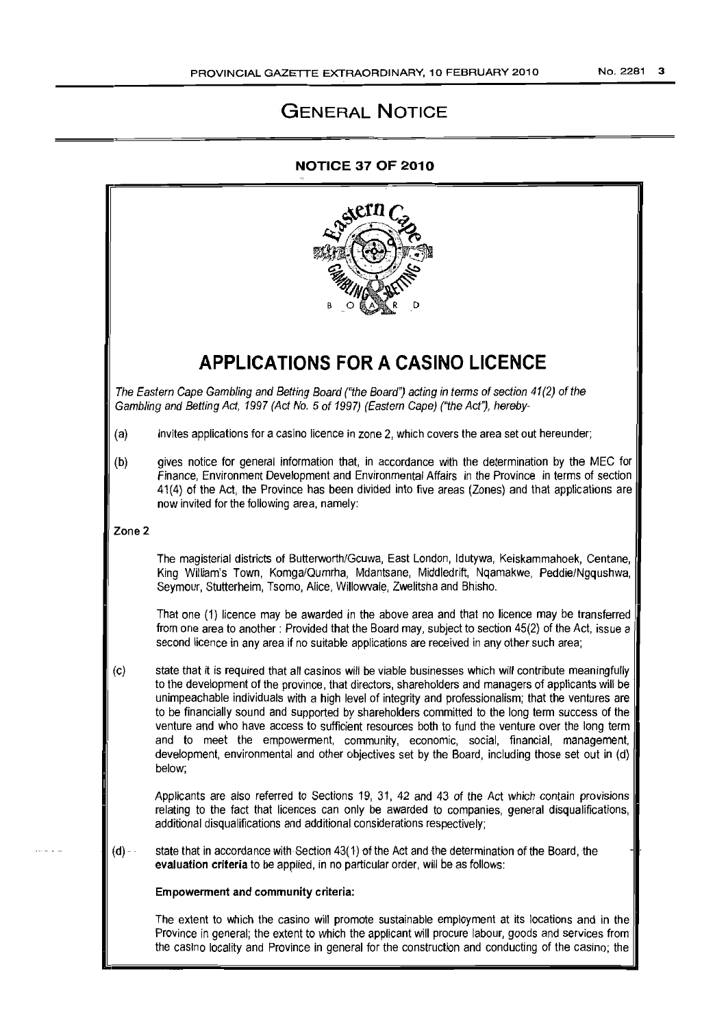# GENERAL NOTICE

**NOTICE 37 OF 2010**

# APPLICATIONS FOR A CASINO LICENCE

*The Eastern Cape Gambling and Betting Board ("the Board") acting in terms of section 41(2) of the Gambling and Betting Act, 1997 (Act No. 5 of 1997) (Eastern Cape) ("the Act"), hereby-*

(a) invites applications for a casino licence in zone 2, which covers the area set out hereunder;

(b) gives notice for general information that, in accordance with the determination by the MEC for Finance, Environment Development and Environmental Affairs in the Province in terms of section 41(4) of the Act, the Province has been divided into five areas (Zones) and that applications are now invited for the following area, namely:

**Zone 2**

The magisterial districts of Butterworth/Gcuwa, East London, Idutywa, Keiskammahoek, Centane, King William's Town, Komga/Qumrha, Mdantsane, Middledrift, Nqamakwe, Peddie/Ngqushwa, Seymour, Stutterheim, Tsomo, Alice, Willowvale, Zwelitsha and Bhisho.

That one (1) licence may be awarded in the above area and that no licence may be transferred from one area to another : Provided that the Board may, subject to section 45(2) of the Act, issue a second licence in any area if no suitable applications are received in any other such area;

(c) state that it is required that all casinos will be viable businesses which will contribute meaningfully to the development of the province, that directors, shareholders and managers of applicants will be unimpeachable individuals with a high level of integrity and professionalism; that the ventures are to be financially sound and supported by shareholders committed to the long term success of the venture and who have access to sufficient resources both to fund the venture over the long term and to meet the empowerment, community, economic, social, financial, management, development, environmental and other objectives set by the Board, including those set out in (d) below;

Applicants are also referred to Sections 19, 31, 42 and 43 of the Act which contain provisions relating to the fact that licences can only be awarded to companies, general disqualifications, additional disqualifications and additional considerations respectively;

(d) state that in accordance with Section 43(1) of the Act and the determination of the Board, the **evaluation criteria** to be applied, in no particular order, will be as follows:

**Empowerment and community criteria:**

The extent to which the casino will promote sustainable employment at its locations and in the Province in general; the extent to which the applicant will procure labour, goods and services from the casino locality and Province in general for the construction and conducting of the casino; the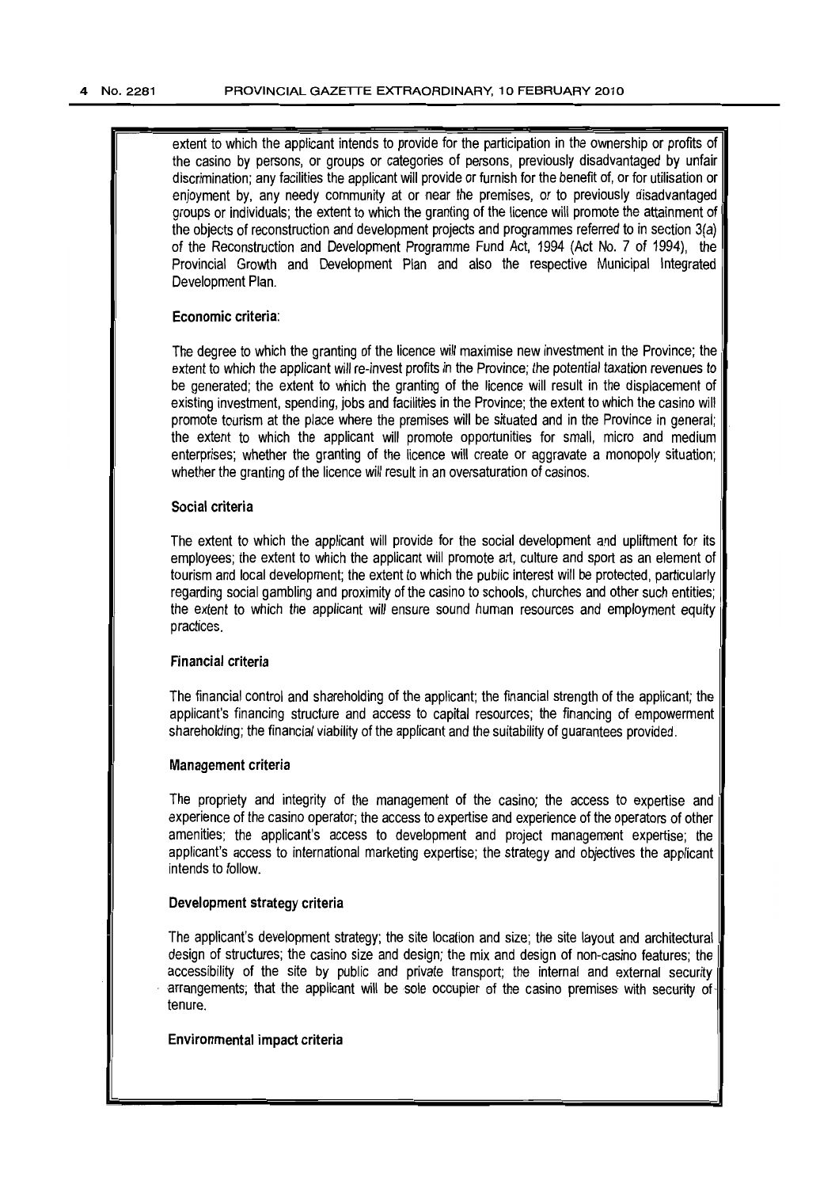extent to which the applicant intends to provide for the participation in the ownership or profits of the casino by persons, or groups or categories of persons, previously disadvantaged by unfair discrimination; any facilities the applicant will provide or furnish for the benefit of, or for utilisation or enjoyment by, any needy community at or near the premises, or to previously disadvantaged groups or individuals; the extent to which the granting of the licence will promote the attainment of the objects of reconstruction and development projects and programmes referred to in section 3(a) of the Reconstruction and Development Programme Fund Act, 1994 (Act No. 7 of 1994), the Provincial Growth and Development Plan and also the respective Municipal Integrated Development Plan.

**Economic criteria**:

The degree to which the granting of the licence will maximise new investment in the Province; the extent to which the applicant will re-invest profits in the Province; the potential taxation revenues to be generated; the extent to which the granting of the licence will result in the displacement of existing investment, spending, jobs and facilities in the Province; the extent to which the casino will promote tourism at the place where the premises will be situated and in the Province in general; the extent to which the applicant will promote opportunities for small, micro and medium enterprises; whether the granting of the licence will create or aggravate a monopoly situation; whether the granting of the licence will result in an oversaturation of casinos.

**Social criteria**

The extent to which the applicant will provide for the social development and upliftment for its employees; the extent to which the applicant will promote art, culture and sport as an element of tourism and local development; the extent to which the public interest will be protected, particularly regarding social gambling and proximity of the casino to schools, churches and other such entities; the extent to which the applicant will ensure sound human resources and employment equity practices.

**Financial criteria**

The financial control and shareholding of the applicant; the financial strength of the applicant; the applicant's financing structure and access to capital resources; the financing of empowerment shareholding; the financial viability of the applicant and the suitability of guarantees provided.

**Management criteria**

The propriety and integrity of the management of the casino; the access to expertise and experience of the casino operator; the access to expertise and experience of the operators of other amenities; the applicant's access to development and project management expertise; the applicant's access to international marketing expertise; the strategy and objectives the applicant intends to follow.

**Development strategy criteria**

The applicant's development strategy; the site location and size; the site layout and architectural design of structures; the casino size and design; the mix and design of non-casino features; the accessibility of the site by public and private transport; the internal and external security arrangements; that the applicant will be sole occupier of the casino premises with security of tenure.

**Environmental impact criteria**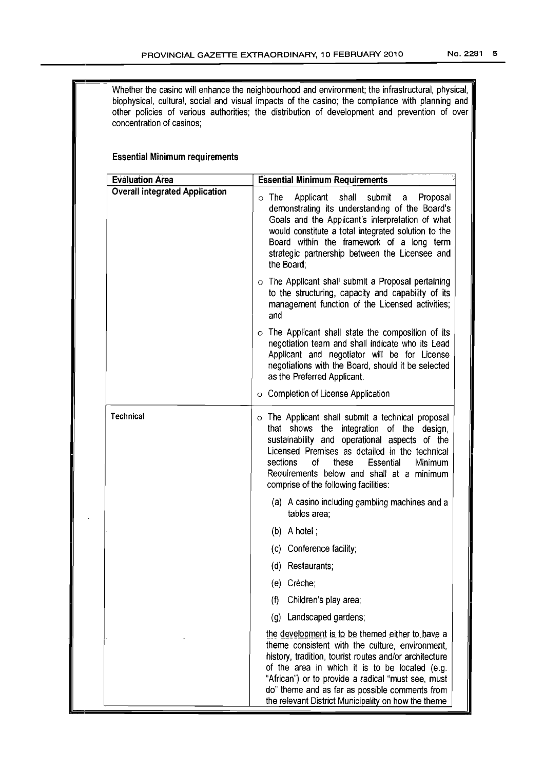Whether the casino will enhance the neighbourhood and environment; the infrastructural, physical, biophysical, cultural, social and visual impacts of the casino; the compliance with planning and other policies of various authorities; the distribution of development and prevention of over concentration of casinos;

**Essential Minimum requirements**

| Evaluation Area | Essential Minimum Requirements |
|---|---|
| **Overall integrated Application** | o The Applicant shall submit a Proposal demonstrating its understanding of the Board's Goals and the Applicant's interpretation of what would constitute a total integrated solution to the Board within the framework of a long term strategic partnership between the Licensee and the Board;<br><br>o The Applicant shall submit a Proposal pertaining to the structuring, capacity and capability of its management function of the Licensed activities; and<br><br>o The Applicant shall state the composition of its negotiation team and shall indicate who its Lead Applicant and negotiator will be for License negotiations with the Board, should it be selected as the Preferred Applicant.<br><br>o Completion of License Application |
| **Technical** | o The Applicant shall submit a technical proposal that shows the integration of the design, sustainability and operational aspects of the Licensed Premises as detailed in the technical sections of these Essential Minimum Requirements below and shall at a minimum comprise of the following facilities:<br><br>(a) A casino including gambling machines and a tables area;<br><br>(b) A hotel ;<br><br>(c) Conference facility;<br><br>(d) Restaurants;<br><br>(e) Crèche;<br><br>(f) Children's play area;<br><br>(g) Landscaped gardens;<br><br>the development is to be themed either to have a theme consistent with the culture, environment, history, tradition, tourist routes and/or architecture of the area in which it is to be located (e.g. "African") or to provide a radical "must see, must do" theme and as far as possible comments from the relevant District Municipality on how the theme |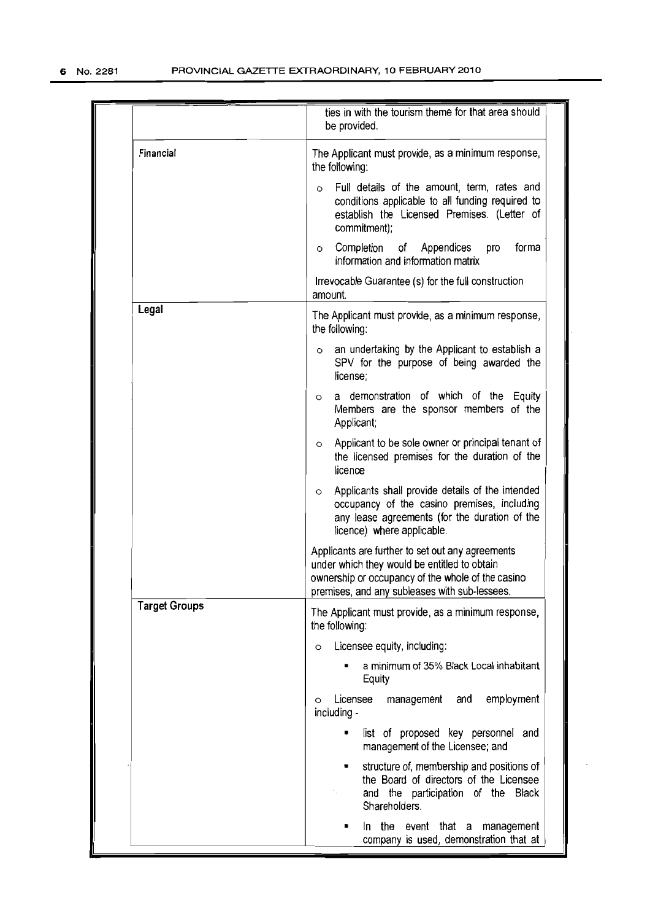| | |
|---|---|
| | ties in with the tourism theme for that area should be provided. |
| Financial | The Applicant must provide, as a minimum response, the following:<br><br>o Full details of the amount, term, rates and conditions applicable to all funding required to establish the Licensed Premises. (Letter of commitment);<br><br>o Completion of Appendices pro forma information and information matrix<br><br>Irrevocable Guarantee (s) for the full construction amount. |
| **Legal** | The Applicant must provide, as a minimum response, the following:<br><br>o an undertaking by the Applicant to establish a SPV for the purpose of being awarded the license;<br><br>o a demonstration of which of the Equity Members are the sponsor members of the Applicant;<br><br>o Applicant to be sole owner or principal tenant of the licensed premises for the duration of the licence<br><br>o Applicants shall provide details of the intended occupancy of the casino premises, including any lease agreements (for the duration of the licence) where applicable.<br><br>Applicants are further to set out any agreements under which they would be entitled to obtain ownership or occupancy of the whole of the casino premises, and any subleases with sub-lessees. |
| **Target Groups** | The Applicant must provide, as a minimum response, the following:<br><br>o Licensee equity, including:<br><br>▪ a minimum of 35% Black Local inhabitant Equity<br><br>o Licensee management and employment including -<br><br>▪ list of proposed key personnel and management of the Licensee; and<br><br>▪ structure of, membership and positions of the Board of directors of the Licensee and the participation of the Black Shareholders.<br><br>▪ In the event that a management company is used, demonstration that at |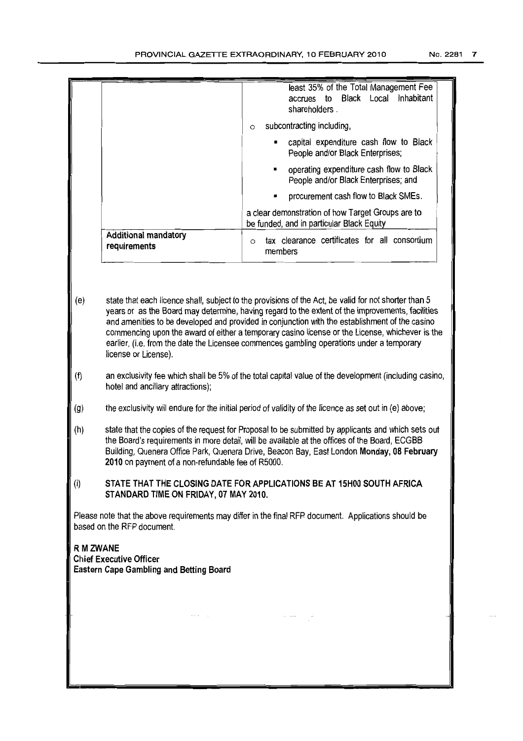| | |
|---|---|
| | least 35% of the Total Management Fee accrues to Black Local Inhabitant shareholders .<br>○ subcontracting including,<br>▪ capital expenditure cash flow to Black People and/or Black Enterprises;<br>▪ operating expenditure cash flow to Black People and/or Black Enterprises; and<br>▪ procurement cash flow to Black SMEs.<br>a clear demonstration of how Target Groups are to be funded, and in particular Black Equity |
| **Additional mandatory requirements** | ○ tax clearance certificates for all consortium members |

(e) state that each licence shall, subject to the provisions of the Act, be valid for not shorter than 5 years or as the Board may determine, having regard to the extent of the improvements, facilities and amenities to be developed and provided in conjunction with the establishment of the casino commencing upon the award of either a temporary casino license or the License, whichever is the earlier, (i.e. from the date the Licensee commences gambling operations under a temporary license or License).

(f) an exclusivity fee which shall be 5% of the total capital value of the development (including casino, hotel and ancillary attractions);

(g) the exclusivity will endure for the initial period of validity of the licence as set out in (e) above;

(h) state that the copies of the request for Proposal to be submitted by applicants and which sets out the Board's requirements in more detail, will be available at the offices of the Board, ECGBB Building, Quenera Office Park, Quenera Drive, Beacon Bay, East London **Monday, 08 February 2010** on payment of a non-refundable fee of R5000.

(i) **STATE THAT THE CLOSING DATE FOR APPLICATIONS BE AT 15H00 SOUTH AFRICA STANDARD TIME ON FRIDAY, 07 MAY 2010.**

Please note that the above requirements may differ in the final RFP document. Applications should be based on the RFP document.

**R M ZWANE**
**Chief Executive Officer**
**Eastern Cape Gambling and Betting Board**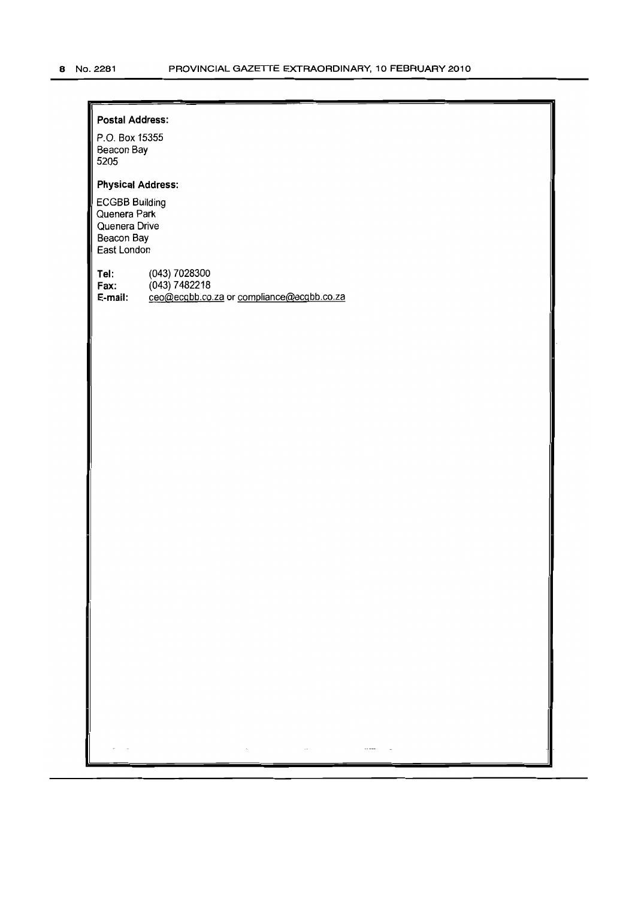**Postal Address:**

P.O. Box 15355
Beacon Bay
5205

**Physical Address:**

ECGBB Building
Quenera Park
Quenera Drive
Beacon Bay
East London

**Tel:** (043) 7028300
**Fax:** (043) 7482218
**E-mail:** ceo@ecgbb.co.za or compliance@ecgbb.co.za